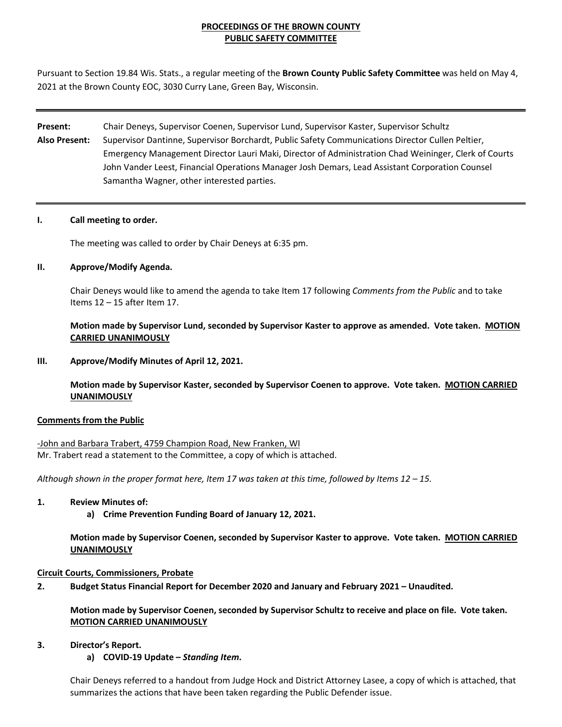**PROCEEDINGS OF THE BROWN COUNTY**
**PUBLIC SAFETY COMMITTEE**

Pursuant to Section 19.84 Wis. Stats., a regular meeting of the **Brown County Public Safety Committee** was held on May 4, 2021 at the Brown County EOC, 3030 Curry Lane, Green Bay, Wisconsin.

---

**Present:** Chair Deneys, Supervisor Coenen, Supervisor Lund, Supervisor Kaster, Supervisor Schultz

**Also Present:** Supervisor Dantinne, Supervisor Borchardt, Public Safety Communications Director Cullen Peltier, Emergency Management Director Lauri Maki, Director of Administration Chad Weininger, Clerk of Courts John Vander Leest, Financial Operations Manager Josh Demars, Lead Assistant Corporation Counsel Samantha Wagner, other interested parties.

---

**I. Call meeting to order.**

The meeting was called to order by Chair Deneys at 6:35 pm.

**II. Approve/Modify Agenda.**

Chair Deneys would like to amend the agenda to take Item 17 following *Comments from the Public* and to take Items 12 – 15 after Item 17.

**Motion made by Supervisor Lund, seconded by Supervisor Kaster to approve as amended. Vote taken. MOTION CARRIED UNANIMOUSLY**

**III. Approve/Modify Minutes of April 12, 2021.**

**Motion made by Supervisor Kaster, seconded by Supervisor Coenen to approve. Vote taken. MOTION CARRIED UNANIMOUSLY**

**Comments from the Public**

-John and Barbara Trabert, 4759 Champion Road, New Franken, WI
Mr. Trabert read a statement to the Committee, a copy of which is attached.

*Although shown in the proper format here, Item 17 was taken at this time, followed by Items 12 – 15.*

**1. Review Minutes of:**

**a) Crime Prevention Funding Board of January 12, 2021.**

**Motion made by Supervisor Coenen, seconded by Supervisor Kaster to approve. Vote taken. MOTION CARRIED UNANIMOUSLY**

**Circuit Courts, Commissioners, Probate**

**2. Budget Status Financial Report for December 2020 and January and February 2021 – Unaudited.**

**Motion made by Supervisor Coenen, seconded by Supervisor Schultz to receive and place on file. Vote taken. MOTION CARRIED UNANIMOUSLY**

**3. Director's Report.**

**a) COVID-19 Update – *Standing Item*.**

Chair Deneys referred to a handout from Judge Hock and District Attorney Lasee, a copy of which is attached, that summarizes the actions that have been taken regarding the Public Defender issue.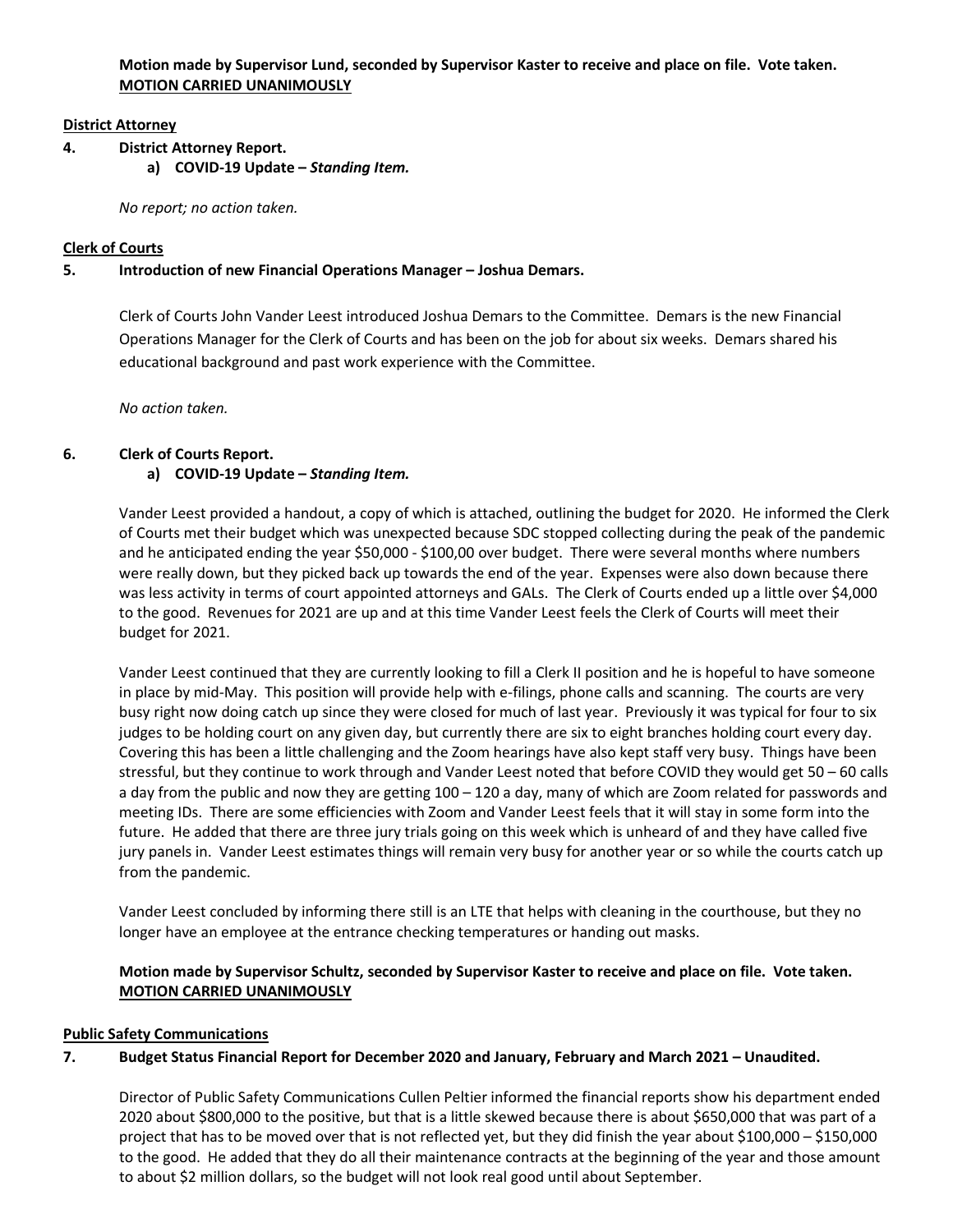**Motion made by Supervisor Lund, seconded by Supervisor Kaster to receive and place on file. Vote taken. MOTION CARRIED UNANIMOUSLY**

**District Attorney**

**4. District Attorney Report.**

**a) COVID-19 Update – *Standing Item.***

*No report; no action taken.*

**Clerk of Courts**

**5. Introduction of new Financial Operations Manager – Joshua Demars.**

Clerk of Courts John Vander Leest introduced Joshua Demars to the Committee. Demars is the new Financial Operations Manager for the Clerk of Courts and has been on the job for about six weeks. Demars shared his educational background and past work experience with the Committee.

*No action taken.*

**6. Clerk of Courts Report.**

**a) COVID-19 Update – *Standing Item.***

Vander Leest provided a handout, a copy of which is attached, outlining the budget for 2020. He informed the Clerk of Courts met their budget which was unexpected because SDC stopped collecting during the peak of the pandemic and he anticipated ending the year $50,000 - $100,00 over budget. There were several months where numbers were really down, but they picked back up towards the end of the year. Expenses were also down because there was less activity in terms of court appointed attorneys and GALs. The Clerk of Courts ended up a little over $4,000 to the good. Revenues for 2021 are up and at this time Vander Leest feels the Clerk of Courts will meet their budget for 2021.

Vander Leest continued that they are currently looking to fill a Clerk II position and he is hopeful to have someone in place by mid-May. This position will provide help with e-filings, phone calls and scanning. The courts are very busy right now doing catch up since they were closed for much of last year. Previously it was typical for four to six judges to be holding court on any given day, but currently there are six to eight branches holding court every day. Covering this has been a little challenging and the Zoom hearings have also kept staff very busy. Things have been stressful, but they continue to work through and Vander Leest noted that before COVID they would get 50 – 60 calls a day from the public and now they are getting 100 – 120 a day, many of which are Zoom related for passwords and meeting IDs. There are some efficiencies with Zoom and Vander Leest feels that it will stay in some form into the future. He added that there are three jury trials going on this week which is unheard of and they have called five jury panels in. Vander Leest estimates things will remain very busy for another year or so while the courts catch up from the pandemic.

Vander Leest concluded by informing there still is an LTE that helps with cleaning in the courthouse, but they no longer have an employee at the entrance checking temperatures or handing out masks.

**Motion made by Supervisor Schultz, seconded by Supervisor Kaster to receive and place on file. Vote taken. MOTION CARRIED UNANIMOUSLY**

**Public Safety Communications**

**7. Budget Status Financial Report for December 2020 and January, February and March 2021 – Unaudited.**

Director of Public Safety Communications Cullen Peltier informed the financial reports show his department ended 2020 about $800,000 to the positive, but that is a little skewed because there is about $650,000 that was part of a project that has to be moved over that is not reflected yet, but they did finish the year about $100,000 – $150,000 to the good. He added that they do all their maintenance contracts at the beginning of the year and those amount to about $2 million dollars, so the budget will not look real good until about September.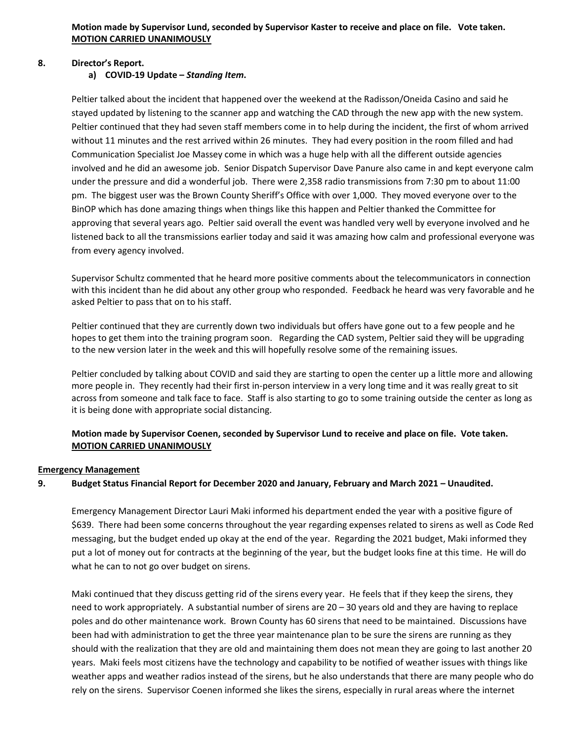**Motion made by Supervisor Lund, seconded by Supervisor Kaster to receive and place on file. Vote taken. <u>MOTION CARRIED UNANIMOUSLY</u>**

**8. Director's Report.**

**a) COVID-19 Update – *Standing Item*.**

Peltier talked about the incident that happened over the weekend at the Radisson/Oneida Casino and said he stayed updated by listening to the scanner app and watching the CAD through the new app with the new system. Peltier continued that they had seven staff members come in to help during the incident, the first of whom arrived without 11 minutes and the rest arrived within 26 minutes. They had every position in the room filled and had Communication Specialist Joe Massey come in which was a huge help with all the different outside agencies involved and he did an awesome job. Senior Dispatch Supervisor Dave Panure also came in and kept everyone calm under the pressure and did a wonderful job. There were 2,358 radio transmissions from 7:30 pm to about 11:00 pm. The biggest user was the Brown County Sheriff's Office with over 1,000. They moved everyone over to the BinOP which has done amazing things when things like this happen and Peltier thanked the Committee for approving that several years ago. Peltier said overall the event was handled very well by everyone involved and he listened back to all the transmissions earlier today and said it was amazing how calm and professional everyone was from every agency involved.

Supervisor Schultz commented that he heard more positive comments about the telecommunicators in connection with this incident than he did about any other group who responded. Feedback he heard was very favorable and he asked Peltier to pass that on to his staff.

Peltier continued that they are currently down two individuals but offers have gone out to a few people and he hopes to get them into the training program soon. Regarding the CAD system, Peltier said they will be upgrading to the new version later in the week and this will hopefully resolve some of the remaining issues.

Peltier concluded by talking about COVID and said they are starting to open the center up a little more and allowing more people in. They recently had their first in-person interview in a very long time and it was really great to sit across from someone and talk face to face. Staff is also starting to go to some training outside the center as long as it is being done with appropriate social distancing.

**Motion made by Supervisor Coenen, seconded by Supervisor Lund to receive and place on file. Vote taken. <u>MOTION CARRIED UNANIMOUSLY</u>**

**<u>Emergency Management</u>**

**9. Budget Status Financial Report for December 2020 and January, February and March 2021 – Unaudited.**

Emergency Management Director Lauri Maki informed his department ended the year with a positive figure of $639. There had been some concerns throughout the year regarding expenses related to sirens as well as Code Red messaging, but the budget ended up okay at the end of the year. Regarding the 2021 budget, Maki informed they put a lot of money out for contracts at the beginning of the year, but the budget looks fine at this time. He will do what he can to not go over budget on sirens.

Maki continued that they discuss getting rid of the sirens every year. He feels that if they keep the sirens, they need to work appropriately. A substantial number of sirens are 20 – 30 years old and they are having to replace poles and do other maintenance work. Brown County has 60 sirens that need to be maintained. Discussions have been had with administration to get the three year maintenance plan to be sure the sirens are running as they should with the realization that they are old and maintaining them does not mean they are going to last another 20 years. Maki feels most citizens have the technology and capability to be notified of weather issues with things like weather apps and weather radios instead of the sirens, but he also understands that there are many people who do rely on the sirens. Supervisor Coenen informed she likes the sirens, especially in rural areas where the internet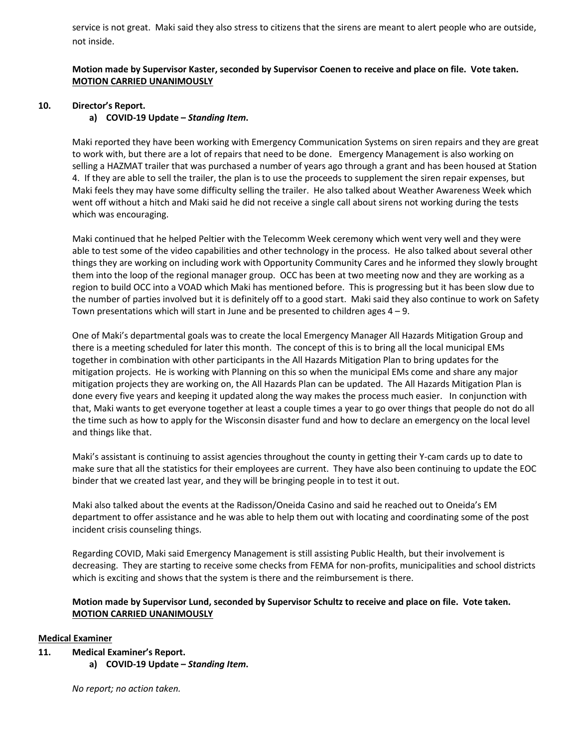service is not great. Maki said they also stress to citizens that the sirens are meant to alert people who are outside, not inside.

**Motion made by Supervisor Kaster, seconded by Supervisor Coenen to receive and place on file. Vote taken. <u>MOTION CARRIED UNANIMOUSLY</u>**

**10. Director's Report.**

**a) COVID-19 Update – *Standing Item*.**

Maki reported they have been working with Emergency Communication Systems on siren repairs and they are great to work with, but there are a lot of repairs that need to be done. Emergency Management is also working on selling a HAZMAT trailer that was purchased a number of years ago through a grant and has been housed at Station 4. If they are able to sell the trailer, the plan is to use the proceeds to supplement the siren repair expenses, but Maki feels they may have some difficulty selling the trailer. He also talked about Weather Awareness Week which went off without a hitch and Maki said he did not receive a single call about sirens not working during the tests which was encouraging.

Maki continued that he helped Peltier with the Telecomm Week ceremony which went very well and they were able to test some of the video capabilities and other technology in the process. He also talked about several other things they are working on including work with Opportunity Community Cares and he informed they slowly brought them into the loop of the regional manager group. OCC has been at two meeting now and they are working as a region to build OCC into a VOAD which Maki has mentioned before. This is progressing but it has been slow due to the number of parties involved but it is definitely off to a good start. Maki said they also continue to work on Safety Town presentations which will start in June and be presented to children ages 4 – 9.

One of Maki's departmental goals was to create the local Emergency Manager All Hazards Mitigation Group and there is a meeting scheduled for later this month. The concept of this is to bring all the local municipal EMs together in combination with other participants in the All Hazards Mitigation Plan to bring updates for the mitigation projects. He is working with Planning on this so when the municipal EMs come and share any major mitigation projects they are working on, the All Hazards Plan can be updated. The All Hazards Mitigation Plan is done every five years and keeping it updated along the way makes the process much easier. In conjunction with that, Maki wants to get everyone together at least a couple times a year to go over things that people do not do all the time such as how to apply for the Wisconsin disaster fund and how to declare an emergency on the local level and things like that.

Maki's assistant is continuing to assist agencies throughout the county in getting their Y-cam cards up to date to make sure that all the statistics for their employees are current. They have also been continuing to update the EOC binder that we created last year, and they will be bringing people in to test it out.

Maki also talked about the events at the Radisson/Oneida Casino and said he reached out to Oneida's EM department to offer assistance and he was able to help them out with locating and coordinating some of the post incident crisis counseling things.

Regarding COVID, Maki said Emergency Management is still assisting Public Health, but their involvement is decreasing. They are starting to receive some checks from FEMA for non-profits, municipalities and school districts which is exciting and shows that the system is there and the reimbursement is there.

**Motion made by Supervisor Lund, seconded by Supervisor Schultz to receive and place on file. Vote taken. <u>MOTION CARRIED UNANIMOUSLY</u>**

**<u>Medical Examiner</u>**

**11. Medical Examiner's Report.**

**a) COVID-19 Update – *Standing Item*.**

*No report; no action taken.*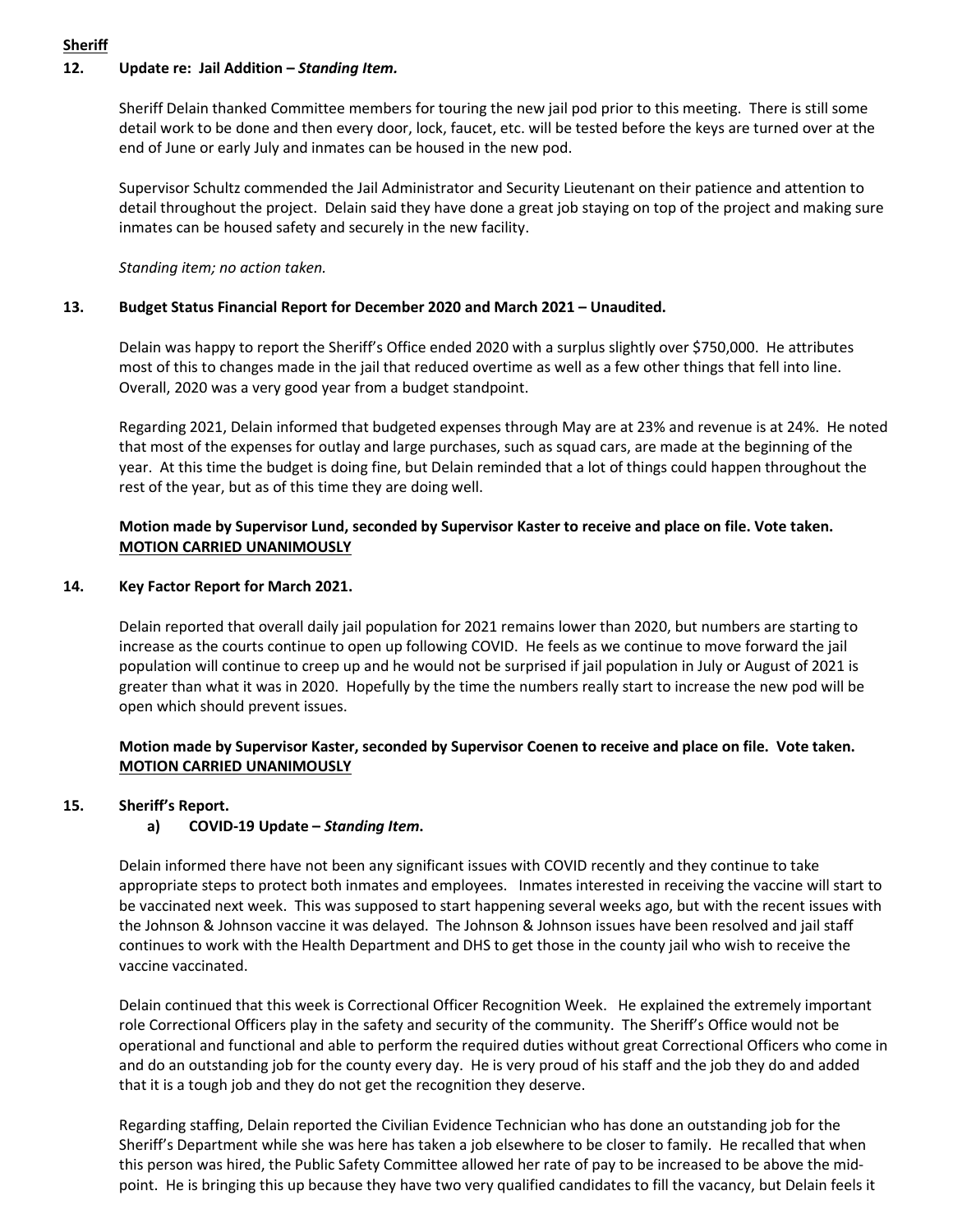**Sheriff**

**12. Update re: Jail Addition – *Standing Item.***

Sheriff Delain thanked Committee members for touring the new jail pod prior to this meeting. There is still some detail work to be done and then every door, lock, faucet, etc. will be tested before the keys are turned over at the end of June or early July and inmates can be housed in the new pod.

Supervisor Schultz commended the Jail Administrator and Security Lieutenant on their patience and attention to detail throughout the project. Delain said they have done a great job staying on top of the project and making sure inmates can be housed safety and securely in the new facility.

*Standing item; no action taken.*

**13. Budget Status Financial Report for December 2020 and March 2021 – Unaudited.**

Delain was happy to report the Sheriff's Office ended 2020 with a surplus slightly over $750,000. He attributes most of this to changes made in the jail that reduced overtime as well as a few other things that fell into line. Overall, 2020 was a very good year from a budget standpoint.

Regarding 2021, Delain informed that budgeted expenses through May are at 23% and revenue is at 24%. He noted that most of the expenses for outlay and large purchases, such as squad cars, are made at the beginning of the year. At this time the budget is doing fine, but Delain reminded that a lot of things could happen throughout the rest of the year, but as of this time they are doing well.

**Motion made by Supervisor Lund, seconded by Supervisor Kaster to receive and place on file. Vote taken. MOTION CARRIED UNANIMOUSLY**

**14. Key Factor Report for March 2021.**

Delain reported that overall daily jail population for 2021 remains lower than 2020, but numbers are starting to increase as the courts continue to open up following COVID. He feels as we continue to move forward the jail population will continue to creep up and he would not be surprised if jail population in July or August of 2021 is greater than what it was in 2020. Hopefully by the time the numbers really start to increase the new pod will be open which should prevent issues.

**Motion made by Supervisor Kaster, seconded by Supervisor Coenen to receive and place on file. Vote taken. MOTION CARRIED UNANIMOUSLY**

**15. Sheriff's Report.**

**a) COVID-19 Update – *Standing Item*.**

Delain informed there have not been any significant issues with COVID recently and they continue to take appropriate steps to protect both inmates and employees. Inmates interested in receiving the vaccine will start to be vaccinated next week. This was supposed to start happening several weeks ago, but with the recent issues with the Johnson & Johnson vaccine it was delayed. The Johnson & Johnson issues have been resolved and jail staff continues to work with the Health Department and DHS to get those in the county jail who wish to receive the vaccine vaccinated.

Delain continued that this week is Correctional Officer Recognition Week. He explained the extremely important role Correctional Officers play in the safety and security of the community. The Sheriff's Office would not be operational and functional and able to perform the required duties without great Correctional Officers who come in and do an outstanding job for the county every day. He is very proud of his staff and the job they do and added that it is a tough job and they do not get the recognition they deserve.

Regarding staffing, Delain reported the Civilian Evidence Technician who has done an outstanding job for the Sheriff's Department while she was here has taken a job elsewhere to be closer to family. He recalled that when this person was hired, the Public Safety Committee allowed her rate of pay to be increased to be above the mid-point. He is bringing this up because they have two very qualified candidates to fill the vacancy, but Delain feels it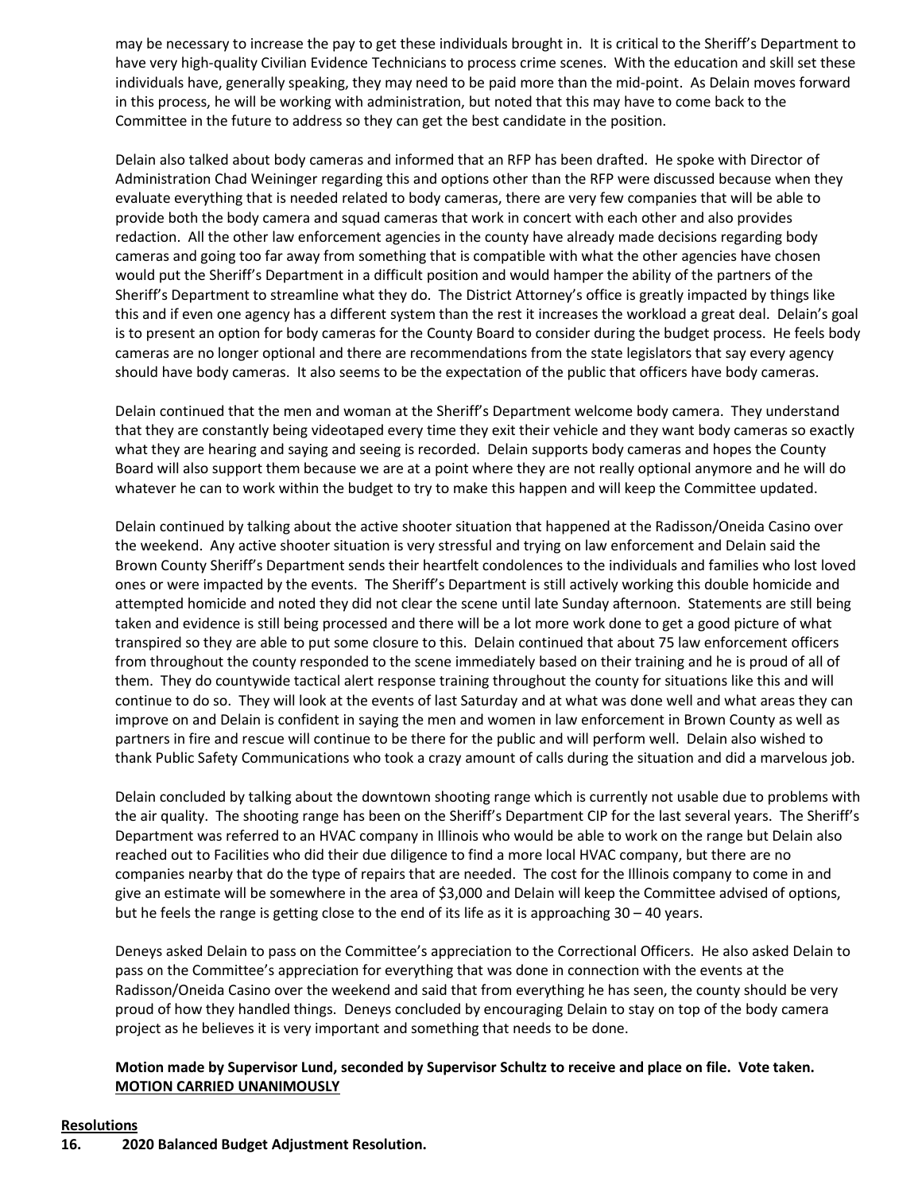may be necessary to increase the pay to get these individuals brought in. It is critical to the Sheriff's Department to have very high-quality Civilian Evidence Technicians to process crime scenes. With the education and skill set these individuals have, generally speaking, they may need to be paid more than the mid-point. As Delain moves forward in this process, he will be working with administration, but noted that this may have to come back to the Committee in the future to address so they can get the best candidate in the position.

Delain also talked about body cameras and informed that an RFP has been drafted. He spoke with Director of Administration Chad Weininger regarding this and options other than the RFP were discussed because when they evaluate everything that is needed related to body cameras, there are very few companies that will be able to provide both the body camera and squad cameras that work in concert with each other and also provides redaction. All the other law enforcement agencies in the county have already made decisions regarding body cameras and going too far away from something that is compatible with what the other agencies have chosen would put the Sheriff's Department in a difficult position and would hamper the ability of the partners of the Sheriff's Department to streamline what they do. The District Attorney's office is greatly impacted by things like this and if even one agency has a different system than the rest it increases the workload a great deal. Delain's goal is to present an option for body cameras for the County Board to consider during the budget process. He feels body cameras are no longer optional and there are recommendations from the state legislators that say every agency should have body cameras. It also seems to be the expectation of the public that officers have body cameras.

Delain continued that the men and woman at the Sheriff's Department welcome body camera. They understand that they are constantly being videotaped every time they exit their vehicle and they want body cameras so exactly what they are hearing and saying and seeing is recorded. Delain supports body cameras and hopes the County Board will also support them because we are at a point where they are not really optional anymore and he will do whatever he can to work within the budget to try to make this happen and will keep the Committee updated.

Delain continued by talking about the active shooter situation that happened at the Radisson/Oneida Casino over the weekend. Any active shooter situation is very stressful and trying on law enforcement and Delain said the Brown County Sheriff's Department sends their heartfelt condolences to the individuals and families who lost loved ones or were impacted by the events. The Sheriff's Department is still actively working this double homicide and attempted homicide and noted they did not clear the scene until late Sunday afternoon. Statements are still being taken and evidence is still being processed and there will be a lot more work done to get a good picture of what transpired so they are able to put some closure to this. Delain continued that about 75 law enforcement officers from throughout the county responded to the scene immediately based on their training and he is proud of all of them. They do countywide tactical alert response training throughout the county for situations like this and will continue to do so. They will look at the events of last Saturday and at what was done well and what areas they can improve on and Delain is confident in saying the men and women in law enforcement in Brown County as well as partners in fire and rescue will continue to be there for the public and will perform well. Delain also wished to thank Public Safety Communications who took a crazy amount of calls during the situation and did a marvelous job.

Delain concluded by talking about the downtown shooting range which is currently not usable due to problems with the air quality. The shooting range has been on the Sheriff's Department CIP for the last several years. The Sheriff's Department was referred to an HVAC company in Illinois who would be able to work on the range but Delain also reached out to Facilities who did their due diligence to find a more local HVAC company, but there are no companies nearby that do the type of repairs that are needed. The cost for the Illinois company to come in and give an estimate will be somewhere in the area of $3,000 and Delain will keep the Committee advised of options, but he feels the range is getting close to the end of its life as it is approaching 30 – 40 years.

Deneys asked Delain to pass on the Committee's appreciation to the Correctional Officers. He also asked Delain to pass on the Committee's appreciation for everything that was done in connection with the events at the Radisson/Oneida Casino over the weekend and said that from everything he has seen, the county should be very proud of how they handled things. Deneys concluded by encouraging Delain to stay on top of the body camera project as he believes it is very important and something that needs to be done.

**Motion made by Supervisor Lund, seconded by Supervisor Schultz to receive and place on file. Vote taken. MOTION CARRIED UNANIMOUSLY**

**Resolutions**

**16. 2020 Balanced Budget Adjustment Resolution.**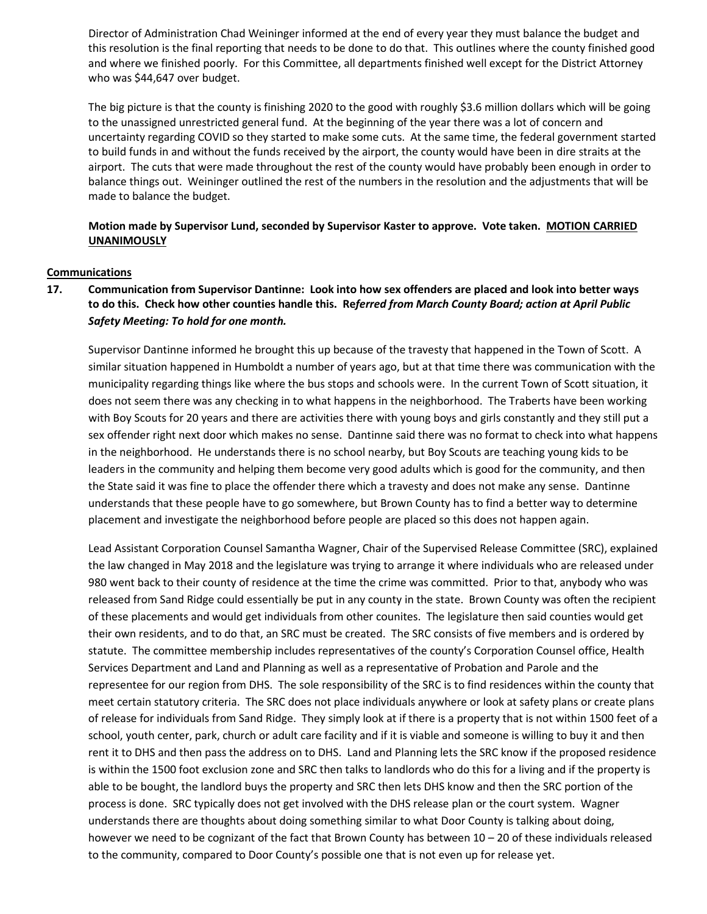Director of Administration Chad Weininger informed at the end of every year they must balance the budget and this resolution is the final reporting that needs to be done to do that. This outlines where the county finished good and where we finished poorly. For this Committee, all departments finished well except for the District Attorney who was $44,647 over budget.

The big picture is that the county is finishing 2020 to the good with roughly $3.6 million dollars which will be going to the unassigned unrestricted general fund. At the beginning of the year there was a lot of concern and uncertainty regarding COVID so they started to make some cuts. At the same time, the federal government started to build funds in and without the funds received by the airport, the county would have been in dire straits at the airport. The cuts that were made throughout the rest of the county would have probably been enough in order to balance things out. Weininger outlined the rest of the numbers in the resolution and the adjustments that will be made to balance the budget.

**Motion made by Supervisor Lund, seconded by Supervisor Kaster to approve. Vote taken. <u>MOTION CARRIED UNANIMOUSLY</u>**

**<u>Communications</u>**

**17. Communication from Supervisor Dantinne: Look into how sex offenders are placed and look into better ways to do this. Check how other counties handle this. R*eferred from March County Board; action at April Public Safety Meeting: To hold for one month.***

Supervisor Dantinne informed he brought this up because of the travesty that happened in the Town of Scott. A similar situation happened in Humboldt a number of years ago, but at that time there was communication with the municipality regarding things like where the bus stops and schools were. In the current Town of Scott situation, it does not seem there was any checking in to what happens in the neighborhood. The Traberts have been working with Boy Scouts for 20 years and there are activities there with young boys and girls constantly and they still put a sex offender right next door which makes no sense. Dantinne said there was no format to check into what happens in the neighborhood. He understands there is no school nearby, but Boy Scouts are teaching young kids to be leaders in the community and helping them become very good adults which is good for the community, and then the State said it was fine to place the offender there which a travesty and does not make any sense. Dantinne understands that these people have to go somewhere, but Brown County has to find a better way to determine placement and investigate the neighborhood before people are placed so this does not happen again.

Lead Assistant Corporation Counsel Samantha Wagner, Chair of the Supervised Release Committee (SRC), explained the law changed in May 2018 and the legislature was trying to arrange it where individuals who are released under 980 went back to their county of residence at the time the crime was committed. Prior to that, anybody who was released from Sand Ridge could essentially be put in any county in the state. Brown County was often the recipient of these placements and would get individuals from other counites. The legislature then said counties would get their own residents, and to do that, an SRC must be created. The SRC consists of five members and is ordered by statute. The committee membership includes representatives of the county's Corporation Counsel office, Health Services Department and Land and Planning as well as a representative of Probation and Parole and the representee for our region from DHS. The sole responsibility of the SRC is to find residences within the county that meet certain statutory criteria. The SRC does not place individuals anywhere or look at safety plans or create plans of release for individuals from Sand Ridge. They simply look at if there is a property that is not within 1500 feet of a school, youth center, park, church or adult care facility and if it is viable and someone is willing to buy it and then rent it to DHS and then pass the address on to DHS. Land and Planning lets the SRC know if the proposed residence is within the 1500 foot exclusion zone and SRC then talks to landlords who do this for a living and if the property is able to be bought, the landlord buys the property and SRC then lets DHS know and then the SRC portion of the process is done. SRC typically does not get involved with the DHS release plan or the court system. Wagner understands there are thoughts about doing something similar to what Door County is talking about doing, however we need to be cognizant of the fact that Brown County has between 10 – 20 of these individuals released to the community, compared to Door County's possible one that is not even up for release yet.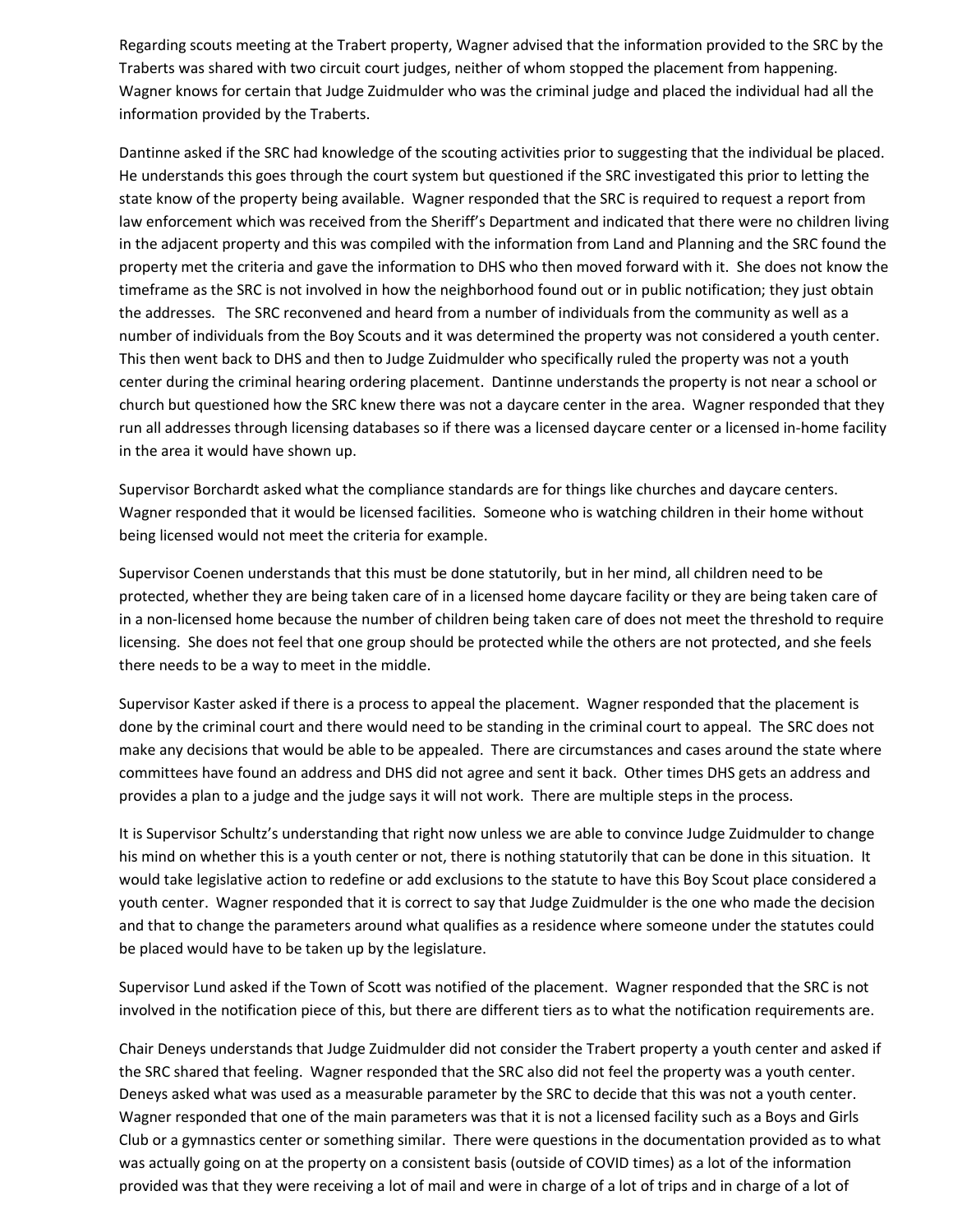Regarding scouts meeting at the Trabert property, Wagner advised that the information provided to the SRC by the Traberts was shared with two circuit court judges, neither of whom stopped the placement from happening. Wagner knows for certain that Judge Zuidmulder who was the criminal judge and placed the individual had all the information provided by the Traberts.

Dantinne asked if the SRC had knowledge of the scouting activities prior to suggesting that the individual be placed. He understands this goes through the court system but questioned if the SRC investigated this prior to letting the state know of the property being available. Wagner responded that the SRC is required to request a report from law enforcement which was received from the Sheriff's Department and indicated that there were no children living in the adjacent property and this was compiled with the information from Land and Planning and the SRC found the property met the criteria and gave the information to DHS who then moved forward with it. She does not know the timeframe as the SRC is not involved in how the neighborhood found out or in public notification; they just obtain the addresses. The SRC reconvened and heard from a number of individuals from the community as well as a number of individuals from the Boy Scouts and it was determined the property was not considered a youth center. This then went back to DHS and then to Judge Zuidmulder who specifically ruled the property was not a youth center during the criminal hearing ordering placement. Dantinne understands the property is not near a school or church but questioned how the SRC knew there was not a daycare center in the area. Wagner responded that they run all addresses through licensing databases so if there was a licensed daycare center or a licensed in-home facility in the area it would have shown up.

Supervisor Borchardt asked what the compliance standards are for things like churches and daycare centers. Wagner responded that it would be licensed facilities. Someone who is watching children in their home without being licensed would not meet the criteria for example.

Supervisor Coenen understands that this must be done statutorily, but in her mind, all children need to be protected, whether they are being taken care of in a licensed home daycare facility or they are being taken care of in a non-licensed home because the number of children being taken care of does not meet the threshold to require licensing. She does not feel that one group should be protected while the others are not protected, and she feels there needs to be a way to meet in the middle.

Supervisor Kaster asked if there is a process to appeal the placement. Wagner responded that the placement is done by the criminal court and there would need to be standing in the criminal court to appeal. The SRC does not make any decisions that would be able to be appealed. There are circumstances and cases around the state where committees have found an address and DHS did not agree and sent it back. Other times DHS gets an address and provides a plan to a judge and the judge says it will not work. There are multiple steps in the process.

It is Supervisor Schultz's understanding that right now unless we are able to convince Judge Zuidmulder to change his mind on whether this is a youth center or not, there is nothing statutorily that can be done in this situation. It would take legislative action to redefine or add exclusions to the statute to have this Boy Scout place considered a youth center. Wagner responded that it is correct to say that Judge Zuidmulder is the one who made the decision and that to change the parameters around what qualifies as a residence where someone under the statutes could be placed would have to be taken up by the legislature.

Supervisor Lund asked if the Town of Scott was notified of the placement. Wagner responded that the SRC is not involved in the notification piece of this, but there are different tiers as to what the notification requirements are.

Chair Deneys understands that Judge Zuidmulder did not consider the Trabert property a youth center and asked if the SRC shared that feeling. Wagner responded that the SRC also did not feel the property was a youth center. Deneys asked what was used as a measurable parameter by the SRC to decide that this was not a youth center. Wagner responded that one of the main parameters was that it is not a licensed facility such as a Boys and Girls Club or a gymnastics center or something similar. There were questions in the documentation provided as to what was actually going on at the property on a consistent basis (outside of COVID times) as a lot of the information provided was that they were receiving a lot of mail and were in charge of a lot of trips and in charge of a lot of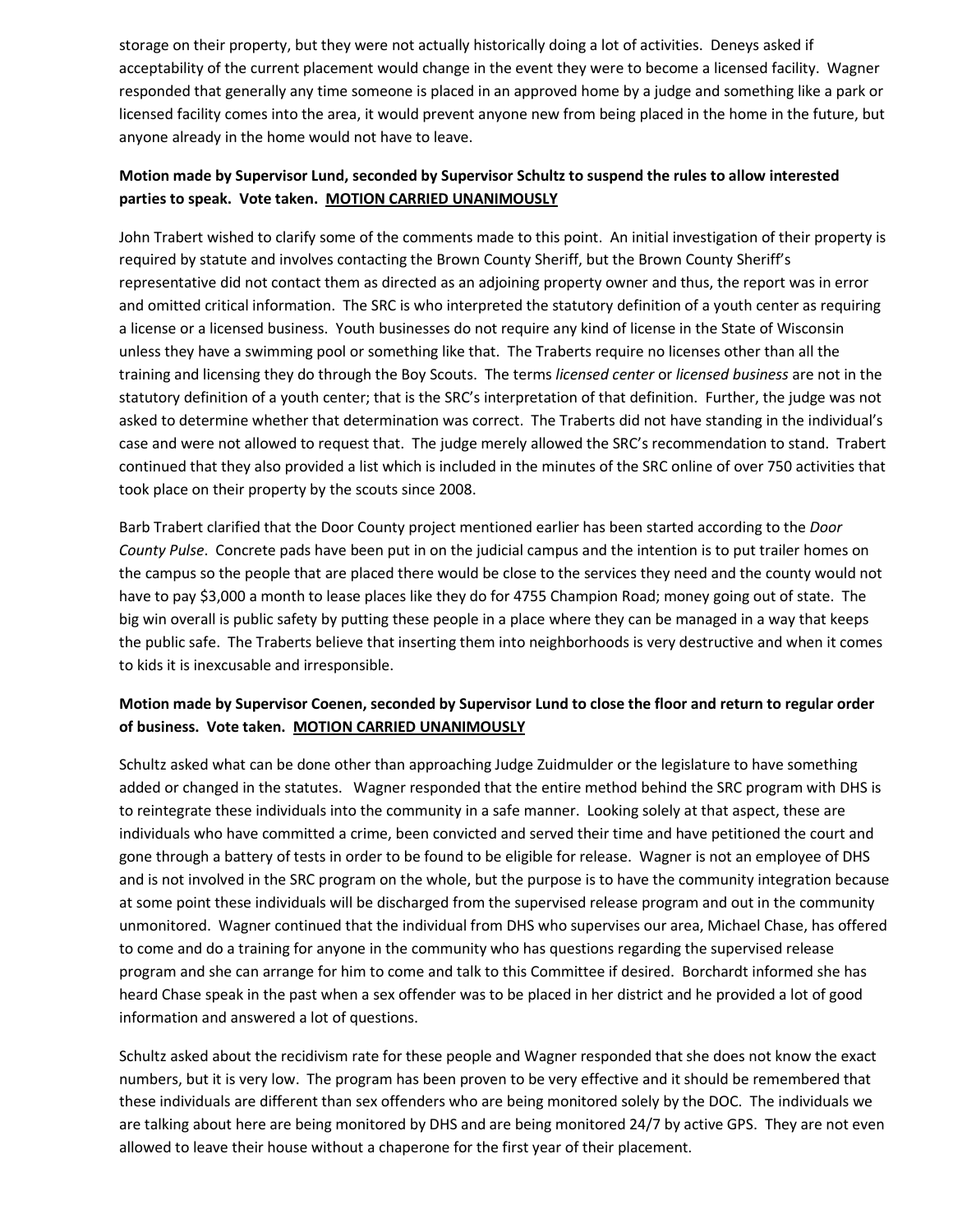storage on their property, but they were not actually historically doing a lot of activities. Deneys asked if acceptability of the current placement would change in the event they were to become a licensed facility. Wagner responded that generally any time someone is placed in an approved home by a judge and something like a park or licensed facility comes into the area, it would prevent anyone new from being placed in the home in the future, but anyone already in the home would not have to leave.

**Motion made by Supervisor Lund, seconded by Supervisor Schultz to suspend the rules to allow interested parties to speak. Vote taken. MOTION CARRIED UNANIMOUSLY**

John Trabert wished to clarify some of the comments made to this point. An initial investigation of their property is required by statute and involves contacting the Brown County Sheriff, but the Brown County Sheriff's representative did not contact them as directed as an adjoining property owner and thus, the report was in error and omitted critical information. The SRC is who interpreted the statutory definition of a youth center as requiring a license or a licensed business. Youth businesses do not require any kind of license in the State of Wisconsin unless they have a swimming pool or something like that. The Traberts require no licenses other than all the training and licensing they do through the Boy Scouts. The terms *licensed center* or *licensed business* are not in the statutory definition of a youth center; that is the SRC's interpretation of that definition. Further, the judge was not asked to determine whether that determination was correct. The Traberts did not have standing in the individual's case and were not allowed to request that. The judge merely allowed the SRC's recommendation to stand. Trabert continued that they also provided a list which is included in the minutes of the SRC online of over 750 activities that took place on their property by the scouts since 2008.

Barb Trabert clarified that the Door County project mentioned earlier has been started according to the *Door County Pulse*. Concrete pads have been put in on the judicial campus and the intention is to put trailer homes on the campus so the people that are placed there would be close to the services they need and the county would not have to pay $3,000 a month to lease places like they do for 4755 Champion Road; money going out of state. The big win overall is public safety by putting these people in a place where they can be managed in a way that keeps the public safe. The Traberts believe that inserting them into neighborhoods is very destructive and when it comes to kids it is inexcusable and irresponsible.

**Motion made by Supervisor Coenen, seconded by Supervisor Lund to close the floor and return to regular order of business. Vote taken. MOTION CARRIED UNANIMOUSLY**

Schultz asked what can be done other than approaching Judge Zuidmulder or the legislature to have something added or changed in the statutes. Wagner responded that the entire method behind the SRC program with DHS is to reintegrate these individuals into the community in a safe manner. Looking solely at that aspect, these are individuals who have committed a crime, been convicted and served their time and have petitioned the court and gone through a battery of tests in order to be found to be eligible for release. Wagner is not an employee of DHS and is not involved in the SRC program on the whole, but the purpose is to have the community integration because at some point these individuals will be discharged from the supervised release program and out in the community unmonitored. Wagner continued that the individual from DHS who supervises our area, Michael Chase, has offered to come and do a training for anyone in the community who has questions regarding the supervised release program and she can arrange for him to come and talk to this Committee if desired. Borchardt informed she has heard Chase speak in the past when a sex offender was to be placed in her district and he provided a lot of good information and answered a lot of questions.

Schultz asked about the recidivism rate for these people and Wagner responded that she does not know the exact numbers, but it is very low. The program has been proven to be very effective and it should be remembered that these individuals are different than sex offenders who are being monitored solely by the DOC. The individuals we are talking about here are being monitored by DHS and are being monitored 24/7 by active GPS. They are not even allowed to leave their house without a chaperone for the first year of their placement.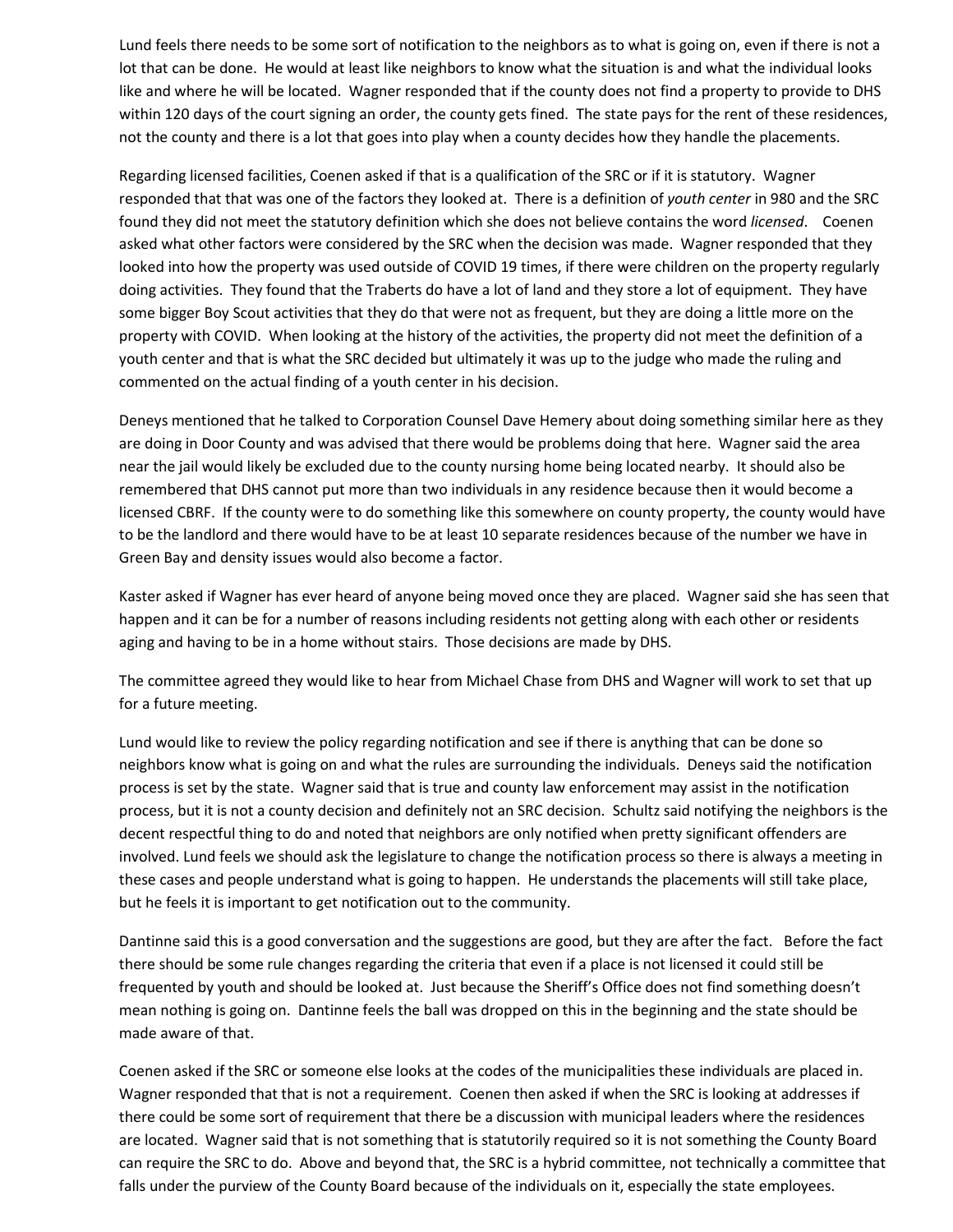Lund feels there needs to be some sort of notification to the neighbors as to what is going on, even if there is not a lot that can be done. He would at least like neighbors to know what the situation is and what the individual looks like and where he will be located. Wagner responded that if the county does not find a property to provide to DHS within 120 days of the court signing an order, the county gets fined. The state pays for the rent of these residences, not the county and there is a lot that goes into play when a county decides how they handle the placements.

Regarding licensed facilities, Coenen asked if that is a qualification of the SRC or if it is statutory. Wagner responded that that was one of the factors they looked at. There is a definition of *youth center* in 980 and the SRC found they did not meet the statutory definition which she does not believe contains the word *licensed*. Coenen asked what other factors were considered by the SRC when the decision was made. Wagner responded that they looked into how the property was used outside of COVID 19 times, if there were children on the property regularly doing activities. They found that the Traberts do have a lot of land and they store a lot of equipment. They have some bigger Boy Scout activities that they do that were not as frequent, but they are doing a little more on the property with COVID. When looking at the history of the activities, the property did not meet the definition of a youth center and that is what the SRC decided but ultimately it was up to the judge who made the ruling and commented on the actual finding of a youth center in his decision.

Deneys mentioned that he talked to Corporation Counsel Dave Hemery about doing something similar here as they are doing in Door County and was advised that there would be problems doing that here. Wagner said the area near the jail would likely be excluded due to the county nursing home being located nearby. It should also be remembered that DHS cannot put more than two individuals in any residence because then it would become a licensed CBRF. If the county were to do something like this somewhere on county property, the county would have to be the landlord and there would have to be at least 10 separate residences because of the number we have in Green Bay and density issues would also become a factor.

Kaster asked if Wagner has ever heard of anyone being moved once they are placed. Wagner said she has seen that happen and it can be for a number of reasons including residents not getting along with each other or residents aging and having to be in a home without stairs. Those decisions are made by DHS.

The committee agreed they would like to hear from Michael Chase from DHS and Wagner will work to set that up for a future meeting.

Lund would like to review the policy regarding notification and see if there is anything that can be done so neighbors know what is going on and what the rules are surrounding the individuals. Deneys said the notification process is set by the state. Wagner said that is true and county law enforcement may assist in the notification process, but it is not a county decision and definitely not an SRC decision. Schultz said notifying the neighbors is the decent respectful thing to do and noted that neighbors are only notified when pretty significant offenders are involved. Lund feels we should ask the legislature to change the notification process so there is always a meeting in these cases and people understand what is going to happen. He understands the placements will still take place, but he feels it is important to get notification out to the community.

Dantinne said this is a good conversation and the suggestions are good, but they are after the fact. Before the fact there should be some rule changes regarding the criteria that even if a place is not licensed it could still be frequented by youth and should be looked at. Just because the Sheriff's Office does not find something doesn't mean nothing is going on. Dantinne feels the ball was dropped on this in the beginning and the state should be made aware of that.

Coenen asked if the SRC or someone else looks at the codes of the municipalities these individuals are placed in. Wagner responded that that is not a requirement. Coenen then asked if when the SRC is looking at addresses if there could be some sort of requirement that there be a discussion with municipal leaders where the residences are located. Wagner said that is not something that is statutorily required so it is not something the County Board can require the SRC to do. Above and beyond that, the SRC is a hybrid committee, not technically a committee that falls under the purview of the County Board because of the individuals on it, especially the state employees.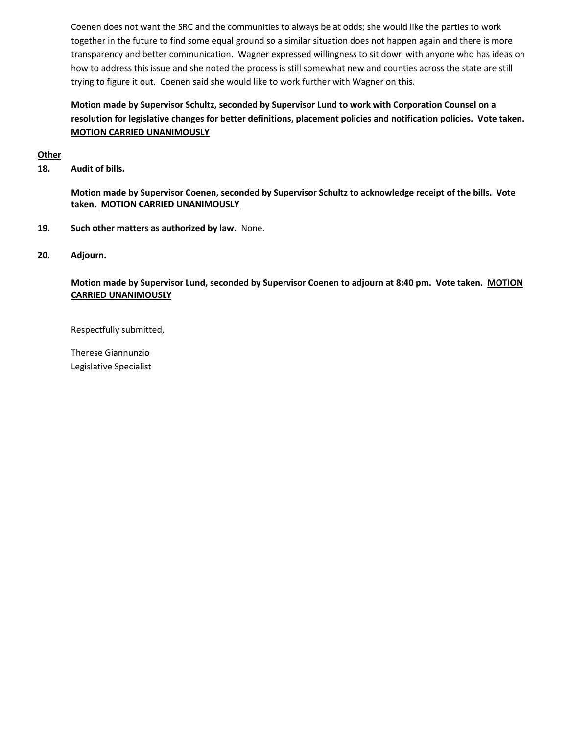Coenen does not want the SRC and the communities to always be at odds; she would like the parties to work together in the future to find some equal ground so a similar situation does not happen again and there is more transparency and better communication. Wagner expressed willingness to sit down with anyone who has ideas on how to address this issue and she noted the process is still somewhat new and counties across the state are still trying to figure it out. Coenen said she would like to work further with Wagner on this.

**Motion made by Supervisor Schultz, seconded by Supervisor Lund to work with Corporation Counsel on a resolution for legislative changes for better definitions, placement policies and notification policies. Vote taken. MOTION CARRIED UNANIMOUSLY**

**Other**

**18. Audit of bills.**

**Motion made by Supervisor Coenen, seconded by Supervisor Schultz to acknowledge receipt of the bills. Vote taken. MOTION CARRIED UNANIMOUSLY**

**19. Such other matters as authorized by law.** None.

**20. Adjourn.**

**Motion made by Supervisor Lund, seconded by Supervisor Coenen to adjourn at 8:40 pm. Vote taken. MOTION CARRIED UNANIMOUSLY**

Respectfully submitted,

Therese Giannunzio
Legislative Specialist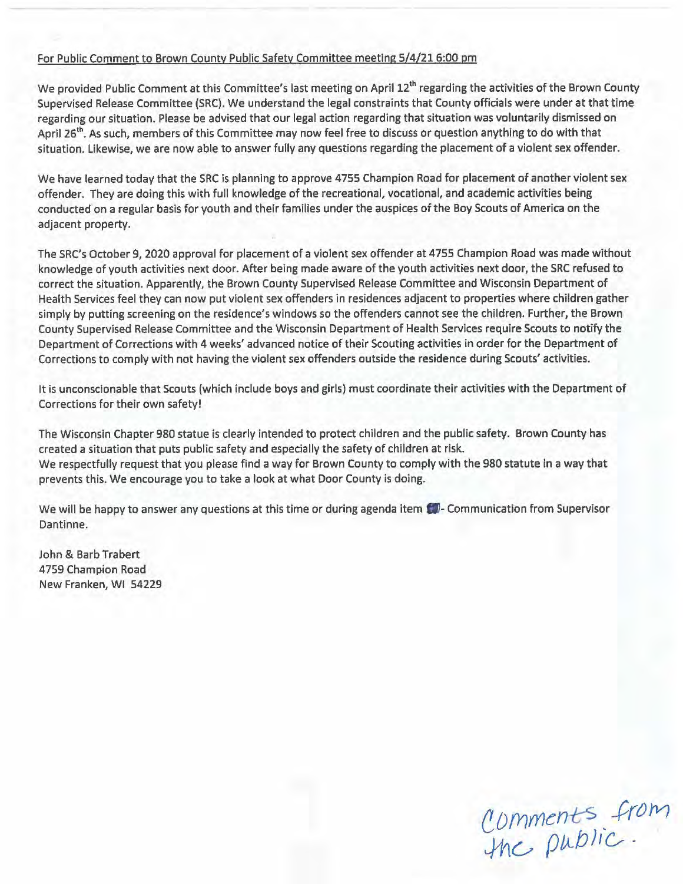For Public Comment to Brown County Public Safety Committee meeting 5/4/21 6:00 pm

We provided Public Comment at this Committee's last meeting on April 12th regarding the activities of the Brown County Supervised Release Committee (SRC). We understand the legal constraints that County officials were under at that time regarding our situation. Please be advised that our legal action regarding that situation was voluntarily dismissed on April 26th. As such, members of this Committee may now feel free to discuss or question anything to do with that situation. Likewise, we are now able to answer fully any questions regarding the placement of a violent sex offender.

We have learned today that the SRC is planning to approve 4755 Champion Road for placement of another violent sex offender. They are doing this with full knowledge of the recreational, vocational, and academic activities being conducted on a regular basis for youth and their families under the auspices of the Boy Scouts of America on the adjacent property.

The SRC's October 9, 2020 approval for placement of a violent sex offender at 4755 Champion Road was made without knowledge of youth activities next door. After being made aware of the youth activities next door, the SRC refused to correct the situation. Apparently, the Brown County Supervised Release Committee and Wisconsin Department of Health Services feel they can now put violent sex offenders in residences adjacent to properties where children gather simply by putting screening on the residence's windows so the offenders cannot see the children. Further, the Brown County Supervised Release Committee and the Wisconsin Department of Health Services require Scouts to notify the Department of Corrections with 4 weeks' advanced notice of their Scouting activities in order for the Department of Corrections to comply with not having the violent sex offenders outside the residence during Scouts' activities.

It is unconscionable that Scouts (which include boys and girls) must coordinate their activities with the Department of Corrections for their own safety!

The Wisconsin Chapter 980 statue is clearly intended to protect children and the public safety. Brown County has created a situation that puts public safety and especially the safety of children at risk.
We respectfully request that you please find a way for Brown County to comply with the 980 statute in a way that prevents this. We encourage you to take a look at what Door County is doing.

We will be happy to answer any questions at this time or during agenda item ▇ - Communication from Supervisor Dantinne.

John & Barb Trabert
4759 Champion Road
New Franken, WI 54229

Comments from the public.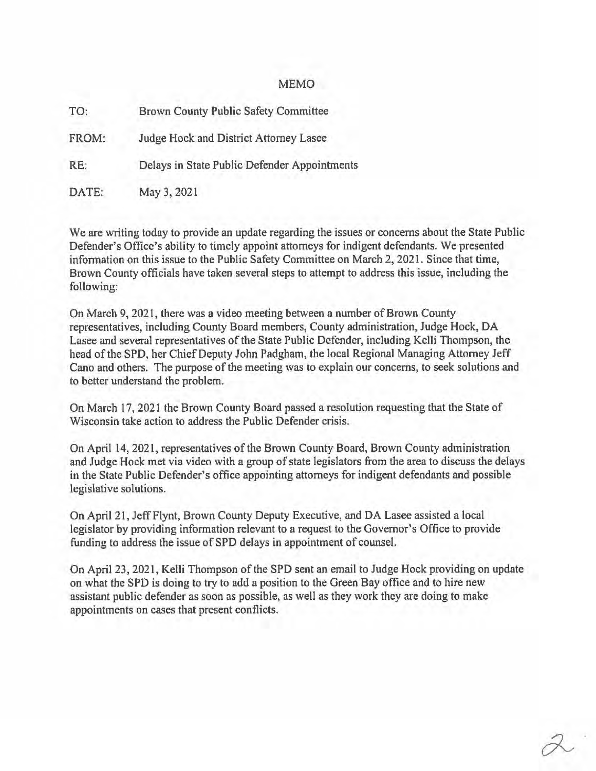# MEMO

| | |
|---|---|
| TO: | Brown County Public Safety Committee |
| FROM: | Judge Hock and District Attorney Lasee |
| RE: | Delays in State Public Defender Appointments |
| DATE: | May 3, 2021 |

We are writing today to provide an update regarding the issues or concerns about the State Public Defender's Office's ability to timely appoint attorneys for indigent defendants. We presented information on this issue to the Public Safety Committee on March 2, 2021. Since that time, Brown County officials have taken several steps to attempt to address this issue, including the following:

On March 9, 2021, there was a video meeting between a number of Brown County representatives, including County Board members, County administration, Judge Hock, DA Lasee and several representatives of the State Public Defender, including Kelli Thompson, the head of the SPD, her Chief Deputy John Padgham, the local Regional Managing Attorney Jeff Cano and others. The purpose of the meeting was to explain our concerns, to seek solutions and to better understand the problem.

On March 17, 2021 the Brown County Board passed a resolution requesting that the State of Wisconsin take action to address the Public Defender crisis.

On April 14, 2021, representatives of the Brown County Board, Brown County administration and Judge Hock met via video with a group of state legislators from the area to discuss the delays in the State Public Defender's office appointing attorneys for indigent defendants and possible legislative solutions.

On April 21, Jeff Flynt, Brown County Deputy Executive, and DA Lasee assisted a local legislator by providing information relevant to a request to the Governor's Office to provide funding to address the issue of SPD delays in appointment of counsel.

On April 23, 2021, Kelli Thompson of the SPD sent an email to Judge Hock providing on update on what the SPD is doing to try to add a position to the Green Bay office and to hire new assistant public defender as soon as possible, as well as they work they are doing to make appointments on cases that present conflicts.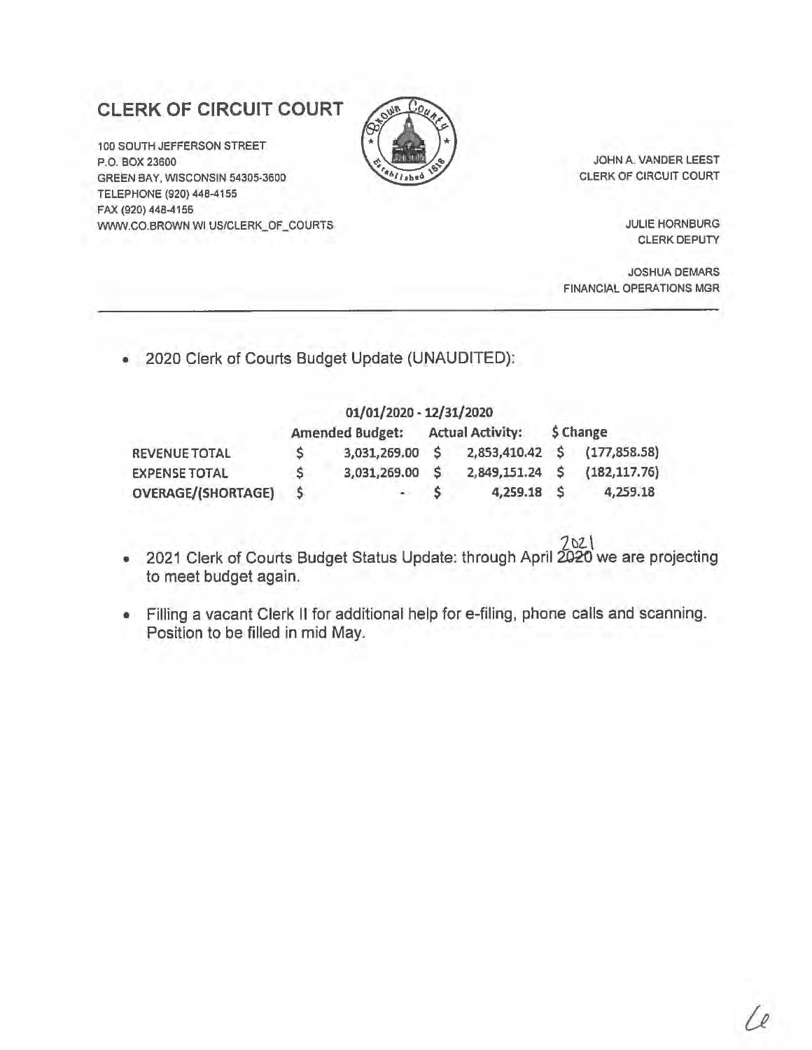# CLERK OF CIRCUIT COURT

100 SOUTH JEFFERSON STREET
P.O. BOX 23600
GREEN BAY, WISCONSIN 54305-3600
TELEPHONE (920) 448-4155
FAX (920) 448-4156
WWW.CO.BROWN.WI.US/CLERK_OF_COURTS

JOHN A. VANDER LEEST
CLERK OF CIRCUIT COURT

JULIE HORNBURG
CLERK DEPUTY

JOSHUA DEMARS
FINANCIAL OPERATIONS MGR

---

- 2020 Clerk of Courts Budget Update (UNAUDITED):

| | 01/01/2020 - 12/31/2020 | | |
|---|---|---|---|
| | **Amended Budget:** | **Actual Activity:** | **$ Change** |
| **REVENUE TOTAL** | $ 3,031,269.00 | $ 2,853,410.42 | $ (177,858.58) |
| **EXPENSE TOTAL** | $ 3,031,269.00 | $ 2,849,151.24 | $ (182,117.76) |
| **OVERAGE/(SHORTAGE)** | $ - | $ 4,259.18 | $ 4,259.18 |

- 2021 Clerk of Courts Budget Status Update: through April ~~2020~~ 2021 we are projecting to meet budget again.
- Filling a vacant Clerk II for additional help for e-filing, phone calls and scanning. Position to be filled in mid May.